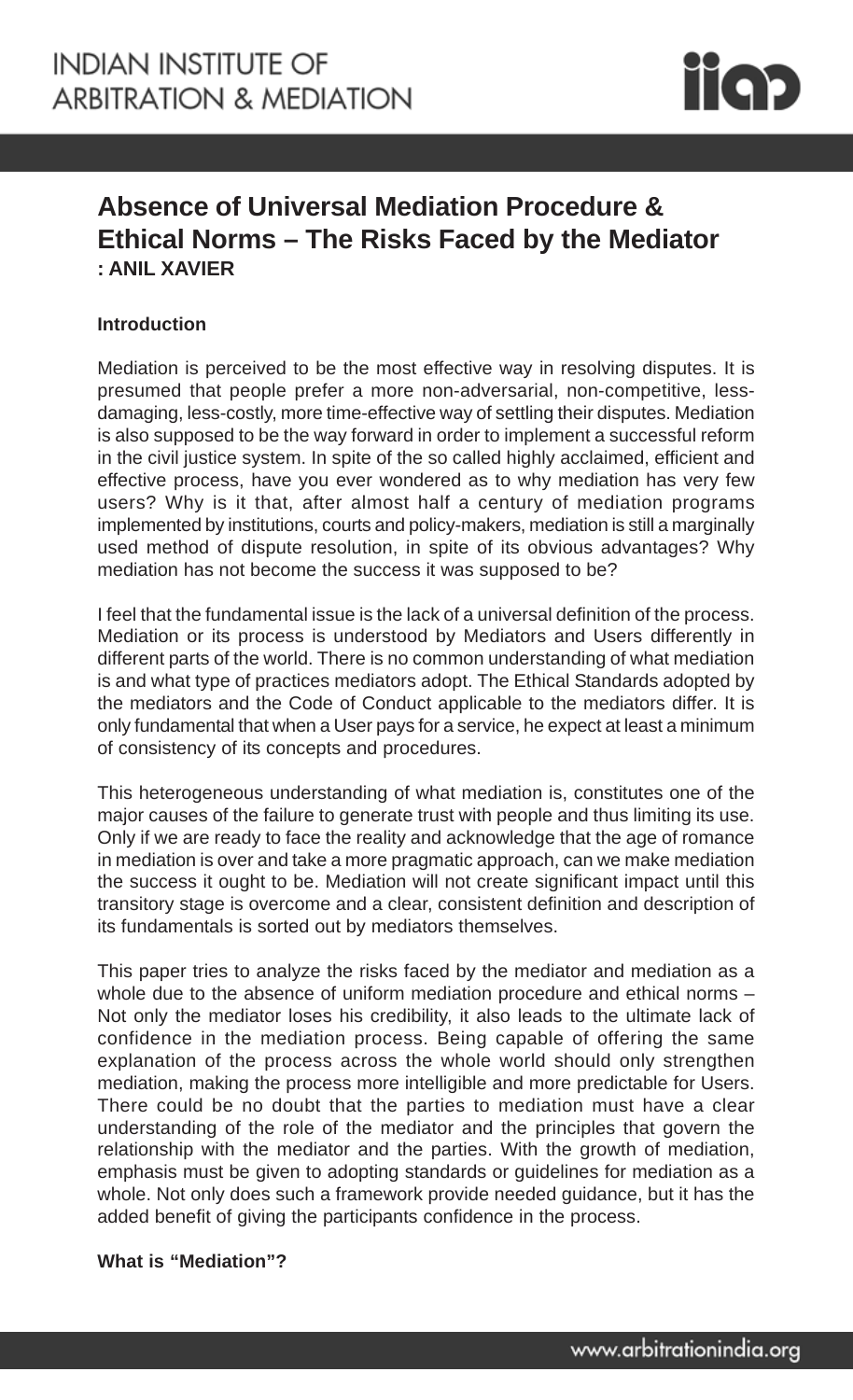# Absence of Universal Mediation Procedure & Ethical Norms – The Risks Faced by the Mediator

**: ANIL XAVIER**

**Introduction**

Mediation is perceived to be the most effective way in resolving disputes. It is presumed that people prefer a more non-adversarial, non-competitive, less-damaging, less-costly, more time-effective way of settling their disputes. Mediation is also supposed to be the way forward in order to implement a successful reform in the civil justice system. In spite of the so called highly acclaimed, efficient and effective process, have you ever wondered as to why mediation has very few users? Why is it that, after almost half a century of mediation programs implemented by institutions, courts and policy-makers, mediation is still a marginally used method of dispute resolution, in spite of its obvious advantages? Why mediation has not become the success it was supposed to be?

I feel that the fundamental issue is the lack of a universal definition of the process. Mediation or its process is understood by Mediators and Users differently in different parts of the world. There is no common understanding of what mediation is and what type of practices mediators adopt. The Ethical Standards adopted by the mediators and the Code of Conduct applicable to the mediators differ. It is only fundamental that when a User pays for a service, he expect at least a minimum of consistency of its concepts and procedures.

This heterogeneous understanding of what mediation is, constitutes one of the major causes of the failure to generate trust with people and thus limiting its use. Only if we are ready to face the reality and acknowledge that the age of romance in mediation is over and take a more pragmatic approach, can we make mediation the success it ought to be. Mediation will not create significant impact until this transitory stage is overcome and a clear, consistent definition and description of its fundamentals is sorted out by mediators themselves.

This paper tries to analyze the risks faced by the mediator and mediation as a whole due to the absence of uniform mediation procedure and ethical norms – Not only the mediator loses his credibility, it also leads to the ultimate lack of confidence in the mediation process. Being capable of offering the same explanation of the process across the whole world should only strengthen mediation, making the process more intelligible and more predictable for Users. There could be no doubt that the parties to mediation must have a clear understanding of the role of the mediator and the principles that govern the relationship with the mediator and the parties. With the growth of mediation, emphasis must be given to adopting standards or guidelines for mediation as a whole. Not only does such a framework provide needed guidance, but it has the added benefit of giving the participants confidence in the process.

**What is "Mediation"?**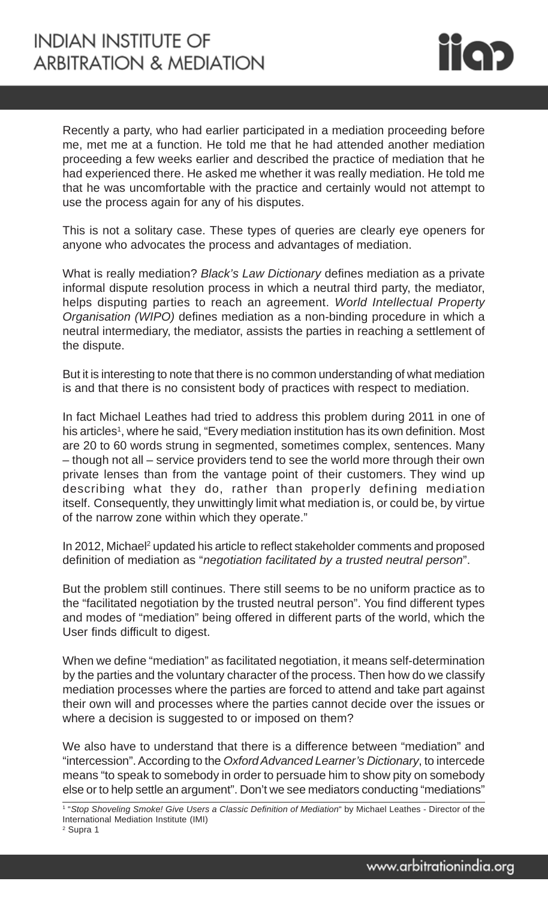Recently a party, who had earlier participated in a mediation proceeding before me, met me at a function. He told me that he had attended another mediation proceeding a few weeks earlier and described the practice of mediation that he had experienced there. He asked me whether it was really mediation. He told me that he was uncomfortable with the practice and certainly would not attempt to use the process again for any of his disputes.

This is not a solitary case. These types of queries are clearly eye openers for anyone who advocates the process and advantages of mediation.

What is really mediation? *Black's Law Dictionary* defines mediation as a private informal dispute resolution process in which a neutral third party, the mediator, helps disputing parties to reach an agreement. *World Intellectual Property Organisation (WIPO)* defines mediation as a non-binding procedure in which a neutral intermediary, the mediator, assists the parties in reaching a settlement of the dispute.

But it is interesting to note that there is no common understanding of what mediation is and that there is no consistent body of practices with respect to mediation.

In fact Michael Leathes had tried to address this problem during 2011 in one of his articles[1], where he said, "Every mediation institution has its own definition. Most are 20 to 60 words strung in segmented, sometimes complex, sentences. Many – though not all – service providers tend to see the world more through their own private lenses than from the vantage point of their customers. They wind up describing what they do, rather than properly defining mediation itself. Consequently, they unwittingly limit what mediation is, or could be, by virtue of the narrow zone within which they operate."

In 2012, Michael[2] updated his article to reflect stakeholder comments and proposed definition of mediation as "*negotiation facilitated by a trusted neutral person*".

But the problem still continues. There still seems to be no uniform practice as to the "facilitated negotiation by the trusted neutral person". You find different types and modes of "mediation" being offered in different parts of the world, which the User finds difficult to digest.

When we define "mediation" as facilitated negotiation, it means self-determination by the parties and the voluntary character of the process. Then how do we classify mediation processes where the parties are forced to attend and take part against their own will and processes where the parties cannot decide over the issues or where a decision is suggested to or imposed on them?

We also have to understand that there is a difference between "mediation" and "intercession". According to the *Oxford Advanced Learner's Dictionary*, to intercede means "to speak to somebody in order to persuade him to show pity on somebody else or to help settle an argument". Don't we see mediators conducting "mediations"

---

[1] "*Stop Shoveling Smoke! Give Users a Classic Definition of Mediation*" by Michael Leathes - Director of the International Mediation Institute (IMI)

[2] Supra 1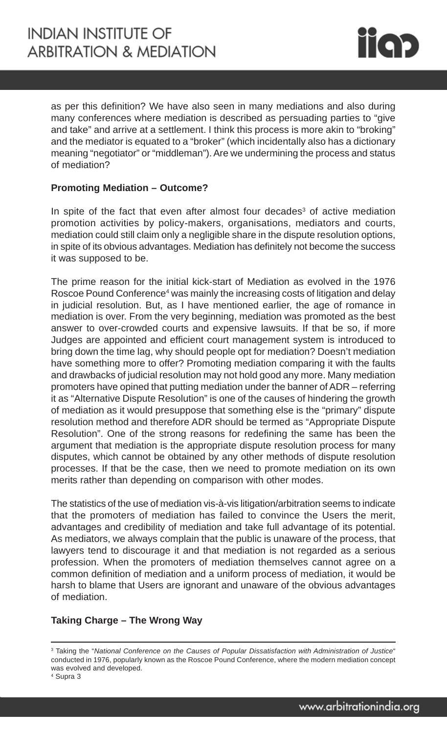as per this definition? We have also seen in many mediations and also during many conferences where mediation is described as persuading parties to "give and take" and arrive at a settlement. I think this process is more akin to "broking" and the mediator is equated to a "broker" (which incidentally also has a dictionary meaning "negotiator" or "middleman"). Are we undermining the process and status of mediation?

**Promoting Mediation – Outcome?**

In spite of the fact that even after almost four decades[3] of active mediation promotion activities by policy-makers, organisations, mediators and courts, mediation could still claim only a negligible share in the dispute resolution options, in spite of its obvious advantages. Mediation has definitely not become the success it was supposed to be.

The prime reason for the initial kick-start of Mediation as evolved in the 1976 Roscoe Pound Conference[4] was mainly the increasing costs of litigation and delay in judicial resolution. But, as I have mentioned earlier, the age of romance in mediation is over. From the very beginning, mediation was promoted as the best answer to over-crowded courts and expensive lawsuits. If that be so, if more Judges are appointed and efficient court management system is introduced to bring down the time lag, why should people opt for mediation? Doesn't mediation have something more to offer? Promoting mediation comparing it with the faults and drawbacks of judicial resolution may not hold good any more. Many mediation promoters have opined that putting mediation under the banner of ADR – referring it as "Alternative Dispute Resolution" is one of the causes of hindering the growth of mediation as it would presuppose that something else is the "primary" dispute resolution method and therefore ADR should be termed as "Appropriate Dispute Resolution". One of the strong reasons for redefining the same has been the argument that mediation is the appropriate dispute resolution process for many disputes, which cannot be obtained by any other methods of dispute resolution processes. If that be the case, then we need to promote mediation on its own merits rather than depending on comparison with other modes.

The statistics of the use of mediation vis-à-vis litigation/arbitration seems to indicate that the promoters of mediation has failed to convince the Users the merit, advantages and credibility of mediation and take full advantage of its potential. As mediators, we always complain that the public is unaware of the process, that lawyers tend to discourage it and that mediation is not regarded as a serious profession. When the promoters of mediation themselves cannot agree on a common definition of mediation and a uniform process of mediation, it would be harsh to blame that Users are ignorant and unaware of the obvious advantages of mediation.

**Taking Charge – The Wrong Way**

---

[3] Taking the "*National Conference on the Causes of Popular Dissatisfaction with Administration of Justice*" conducted in 1976, popularly known as the Roscoe Pound Conference, where the modern mediation concept was evolved and developed.

[4] Supra 3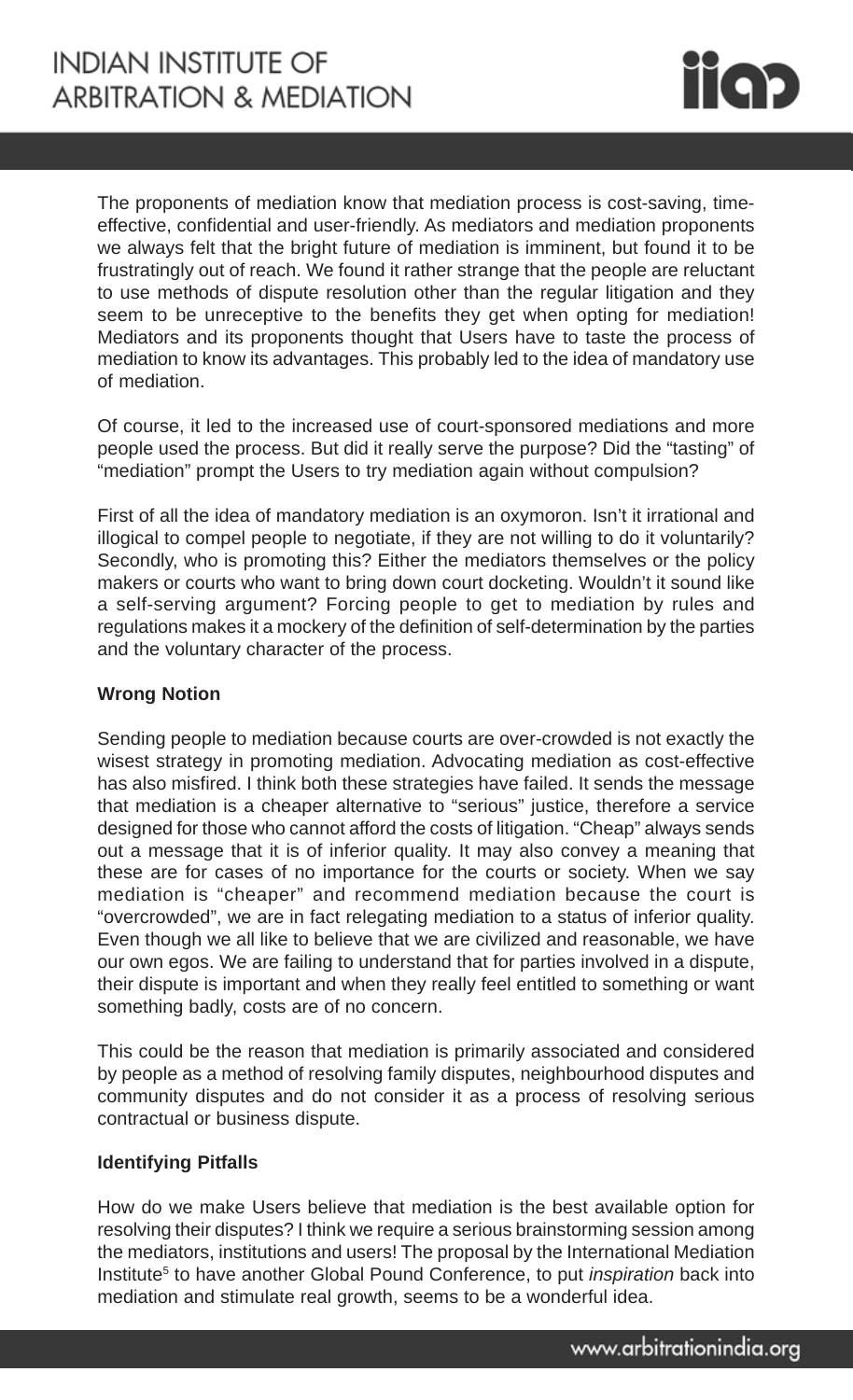The proponents of mediation know that mediation process is cost-saving, time-effective, confidential and user-friendly. As mediators and mediation proponents we always felt that the bright future of mediation is imminent, but found it to be frustratingly out of reach. We found it rather strange that the people are reluctant to use methods of dispute resolution other than the regular litigation and they seem to be unreceptive to the benefits they get when opting for mediation! Mediators and its proponents thought that Users have to taste the process of mediation to know its advantages. This probably led to the idea of mandatory use of mediation.

Of course, it led to the increased use of court-sponsored mediations and more people used the process. But did it really serve the purpose? Did the "tasting" of "mediation" prompt the Users to try mediation again without compulsion?

First of all the idea of mandatory mediation is an oxymoron. Isn't it irrational and illogical to compel people to negotiate, if they are not willing to do it voluntarily? Secondly, who is promoting this? Either the mediators themselves or the policy makers or courts who want to bring down court docketing. Wouldn't it sound like a self-serving argument? Forcing people to get to mediation by rules and regulations makes it a mockery of the definition of self-determination by the parties and the voluntary character of the process.

**Wrong Notion**

Sending people to mediation because courts are over-crowded is not exactly the wisest strategy in promoting mediation. Advocating mediation as cost-effective has also misfired. I think both these strategies have failed. It sends the message that mediation is a cheaper alternative to "serious" justice, therefore a service designed for those who cannot afford the costs of litigation. "Cheap" always sends out a message that it is of inferior quality. It may also convey a meaning that these are for cases of no importance for the courts or society. When we say mediation is "cheaper" and recommend mediation because the court is "overcrowded", we are in fact relegating mediation to a status of inferior quality. Even though we all like to believe that we are civilized and reasonable, we have our own egos. We are failing to understand that for parties involved in a dispute, their dispute is important and when they really feel entitled to something or want something badly, costs are of no concern.

This could be the reason that mediation is primarily associated and considered by people as a method of resolving family disputes, neighbourhood disputes and community disputes and do not consider it as a process of resolving serious contractual or business dispute.

**Identifying Pitfalls**

How do we make Users believe that mediation is the best available option for resolving their disputes? I think we require a serious brainstorming session among the mediators, institutions and users! The proposal by the International Mediation Institute[5] to have another Global Pound Conference, to put *inspiration* back into mediation and stimulate real growth, seems to be a wonderful idea.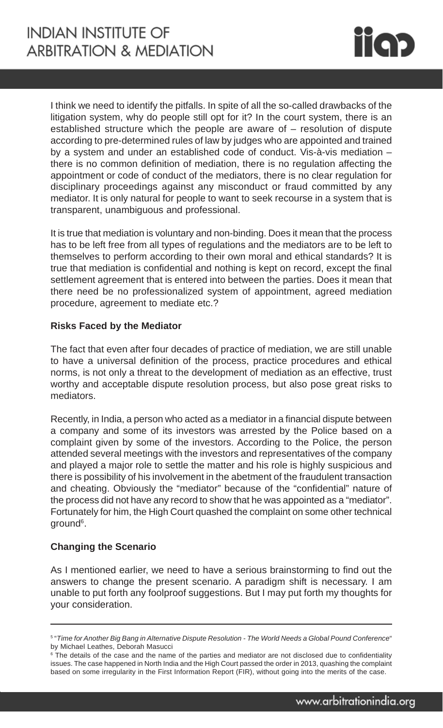I think we need to identify the pitfalls. In spite of all the so-called drawbacks of the litigation system, why do people still opt for it? In the court system, there is an established structure which the people are aware of – resolution of dispute according to pre-determined rules of law by judges who are appointed and trained by a system and under an established code of conduct. Vis-à-vis mediation – there is no common definition of mediation, there is no regulation affecting the appointment or code of conduct of the mediators, there is no clear regulation for disciplinary proceedings against any misconduct or fraud committed by any mediator. It is only natural for people to want to seek recourse in a system that is transparent, unambiguous and professional.

It is true that mediation is voluntary and non-binding. Does it mean that the process has to be left free from all types of regulations and the mediators are to be left to themselves to perform according to their own moral and ethical standards? It is true that mediation is confidential and nothing is kept on record, except the final settlement agreement that is entered into between the parties. Does it mean that there need be no professionalized system of appointment, agreed mediation procedure, agreement to mediate etc.?

**Risks Faced by the Mediator**

The fact that even after four decades of practice of mediation, we are still unable to have a universal definition of the process, practice procedures and ethical norms, is not only a threat to the development of mediation as an effective, trust worthy and acceptable dispute resolution process, but also pose great risks to mediators.

Recently, in India, a person who acted as a mediator in a financial dispute between a company and some of its investors was arrested by the Police based on a complaint given by some of the investors. According to the Police, the person attended several meetings with the investors and representatives of the company and played a major role to settle the matter and his role is highly suspicious and there is possibility of his involvement in the abetment of the fraudulent transaction and cheating. Obviously the "mediator" because of the "confidential" nature of the process did not have any record to show that he was appointed as a "mediator". Fortunately for him, the High Court quashed the complaint on some other technical ground[6].

**Changing the Scenario**

As I mentioned earlier, we need to have a serious brainstorming to find out the answers to change the present scenario. A paradigm shift is necessary. I am unable to put forth any foolproof suggestions. But I may put forth my thoughts for your consideration.

---

[5] "*Time for Another Big Bang in Alternative Dispute Resolution - The World Needs a Global Pound Conference*" by Michael Leathes, Deborah Masucci

[6] The details of the case and the name of the parties and mediator are not disclosed due to confidentiality issues. The case happened in North India and the High Court passed the order in 2013, quashing the complaint based on some irregularity in the First Information Report (FIR), without going into the merits of the case.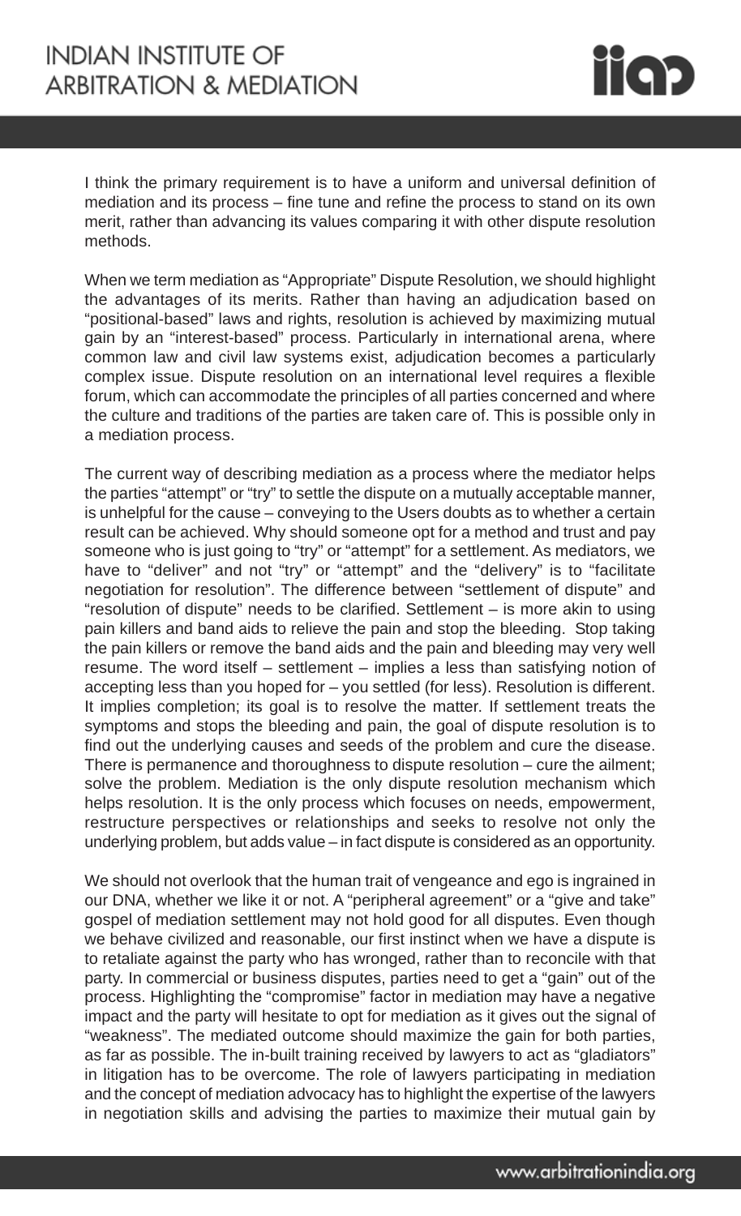I think the primary requirement is to have a uniform and universal definition of mediation and its process – fine tune and refine the process to stand on its own merit, rather than advancing its values comparing it with other dispute resolution methods.

When we term mediation as "Appropriate" Dispute Resolution, we should highlight the advantages of its merits. Rather than having an adjudication based on "positional-based" laws and rights, resolution is achieved by maximizing mutual gain by an "interest-based" process. Particularly in international arena, where common law and civil law systems exist, adjudication becomes a particularly complex issue. Dispute resolution on an international level requires a flexible forum, which can accommodate the principles of all parties concerned and where the culture and traditions of the parties are taken care of. This is possible only in a mediation process.

The current way of describing mediation as a process where the mediator helps the parties "attempt" or "try" to settle the dispute on a mutually acceptable manner, is unhelpful for the cause – conveying to the Users doubts as to whether a certain result can be achieved. Why should someone opt for a method and trust and pay someone who is just going to "try" or "attempt" for a settlement. As mediators, we have to "deliver" and not "try" or "attempt" and the "delivery" is to "facilitate negotiation for resolution". The difference between "settlement of dispute" and "resolution of dispute" needs to be clarified. Settlement – is more akin to using pain killers and band aids to relieve the pain and stop the bleeding. Stop taking the pain killers or remove the band aids and the pain and bleeding may very well resume. The word itself – settlement – implies a less than satisfying notion of accepting less than you hoped for – you settled (for less). Resolution is different. It implies completion; its goal is to resolve the matter. If settlement treats the symptoms and stops the bleeding and pain, the goal of dispute resolution is to find out the underlying causes and seeds of the problem and cure the disease. There is permanence and thoroughness to dispute resolution – cure the ailment; solve the problem. Mediation is the only dispute resolution mechanism which helps resolution. It is the only process which focuses on needs, empowerment, restructure perspectives or relationships and seeks to resolve not only the underlying problem, but adds value – in fact dispute is considered as an opportunity.

We should not overlook that the human trait of vengeance and ego is ingrained in our DNA, whether we like it or not. A "peripheral agreement" or a "give and take" gospel of mediation settlement may not hold good for all disputes. Even though we behave civilized and reasonable, our first instinct when we have a dispute is to retaliate against the party who has wronged, rather than to reconcile with that party. In commercial or business disputes, parties need to get a "gain" out of the process. Highlighting the "compromise" factor in mediation may have a negative impact and the party will hesitate to opt for mediation as it gives out the signal of "weakness". The mediated outcome should maximize the gain for both parties, as far as possible. The in-built training received by lawyers to act as "gladiators" in litigation has to be overcome. The role of lawyers participating in mediation and the concept of mediation advocacy has to highlight the expertise of the lawyers in negotiation skills and advising the parties to maximize their mutual gain by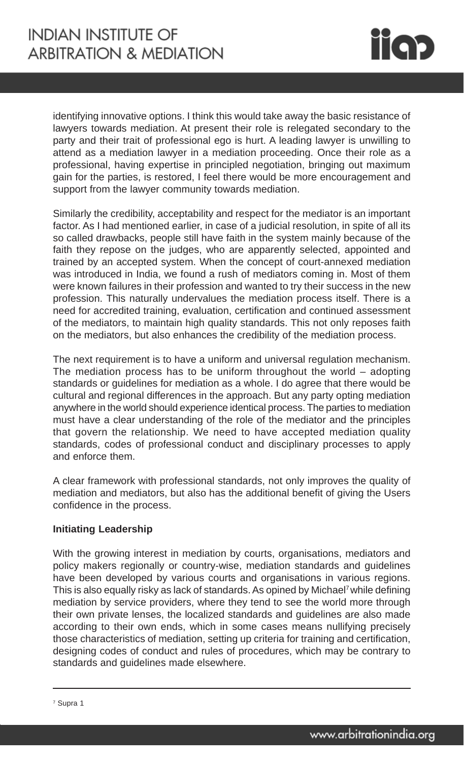identifying innovative options. I think this would take away the basic resistance of lawyers towards mediation. At present their role is relegated secondary to the party and their trait of professional ego is hurt. A leading lawyer is unwilling to attend as a mediation lawyer in a mediation proceeding. Once their role as a professional, having expertise in principled negotiation, bringing out maximum gain for the parties, is restored, I feel there would be more encouragement and support from the lawyer community towards mediation.

Similarly the credibility, acceptability and respect for the mediator is an important factor. As I had mentioned earlier, in case of a judicial resolution, in spite of all its so called drawbacks, people still have faith in the system mainly because of the faith they repose on the judges, who are apparently selected, appointed and trained by an accepted system. When the concept of court-annexed mediation was introduced in India, we found a rush of mediators coming in. Most of them were known failures in their profession and wanted to try their success in the new profession. This naturally undervalues the mediation process itself. There is a need for accredited training, evaluation, certification and continued assessment of the mediators, to maintain high quality standards. This not only reposes faith on the mediators, but also enhances the credibility of the mediation process.

The next requirement is to have a uniform and universal regulation mechanism. The mediation process has to be uniform throughout the world – adopting standards or guidelines for mediation as a whole. I do agree that there would be cultural and regional differences in the approach. But any party opting mediation anywhere in the world should experience identical process. The parties to mediation must have a clear understanding of the role of the mediator and the principles that govern the relationship. We need to have accepted mediation quality standards, codes of professional conduct and disciplinary processes to apply and enforce them.

A clear framework with professional standards, not only improves the quality of mediation and mediators, but also has the additional benefit of giving the Users confidence in the process.

**Initiating Leadership**

With the growing interest in mediation by courts, organisations, mediators and policy makers regionally or country-wise, mediation standards and guidelines have been developed by various courts and organisations in various regions. This is also equally risky as lack of standards. As opined by Michael[7] while defining mediation by service providers, where they tend to see the world more through their own private lenses, the localized standards and guidelines are also made according to their own ends, which in some cases means nullifying precisely those characteristics of mediation, setting up criteria for training and certification, designing codes of conduct and rules of procedures, which may be contrary to standards and guidelines made elsewhere.

---

[7] Supra 1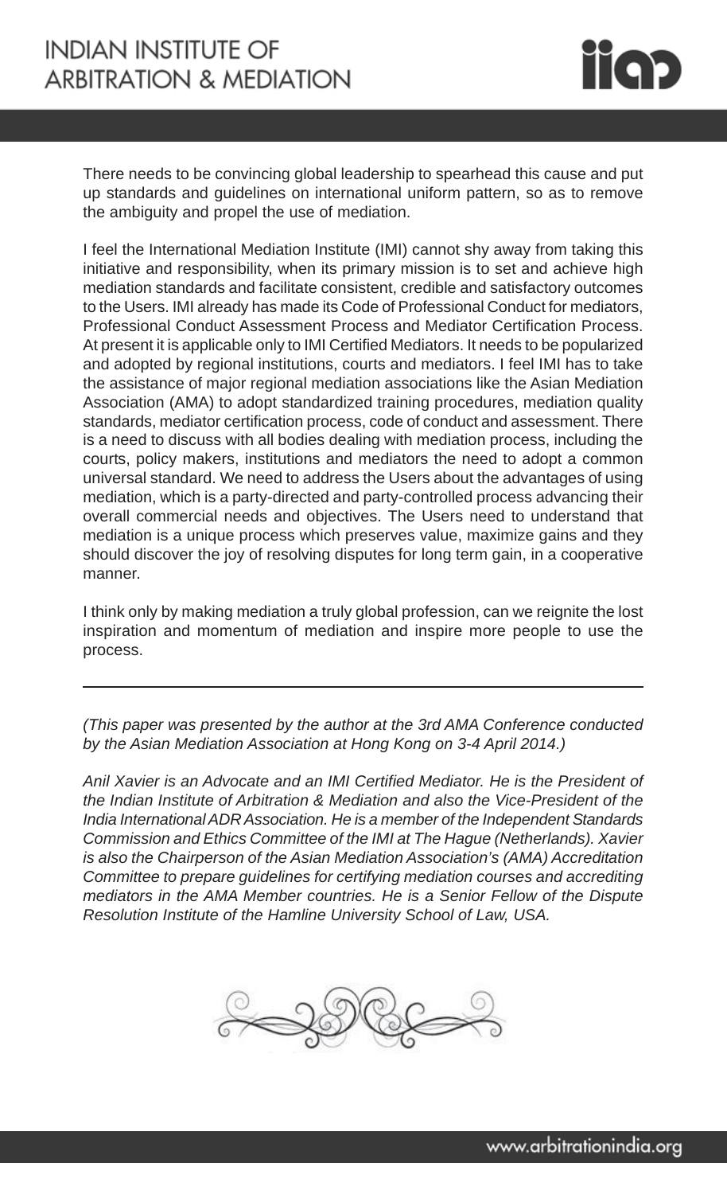There needs to be convincing global leadership to spearhead this cause and put up standards and guidelines on international uniform pattern, so as to remove the ambiguity and propel the use of mediation.

I feel the International Mediation Institute (IMI) cannot shy away from taking this initiative and responsibility, when its primary mission is to set and achieve high mediation standards and facilitate consistent, credible and satisfactory outcomes to the Users. IMI already has made its Code of Professional Conduct for mediators, Professional Conduct Assessment Process and Mediator Certification Process. At present it is applicable only to IMI Certified Mediators. It needs to be popularized and adopted by regional institutions, courts and mediators. I feel IMI has to take the assistance of major regional mediation associations like the Asian Mediation Association (AMA) to adopt standardized training procedures, mediation quality standards, mediator certification process, code of conduct and assessment. There is a need to discuss with all bodies dealing with mediation process, including the courts, policy makers, institutions and mediators the need to adopt a common universal standard. We need to address the Users about the advantages of using mediation, which is a party-directed and party-controlled process advancing their overall commercial needs and objectives. The Users need to understand that mediation is a unique process which preserves value, maximize gains and they should discover the joy of resolving disputes for long term gain, in a cooperative manner.

I think only by making mediation a truly global profession, can we reignite the lost inspiration and momentum of mediation and inspire more people to use the process.

---

*(This paper was presented by the author at the 3rd AMA Conference conducted by the Asian Mediation Association at Hong Kong on 3-4 April 2014.)*

*Anil Xavier is an Advocate and an IMI Certified Mediator. He is the President of the Indian Institute of Arbitration & Mediation and also the Vice-President of the India International ADR Association. He is a member of the Independent Standards Commission and Ethics Committee of the IMI at The Hague (Netherlands). Xavier is also the Chairperson of the Asian Mediation Association's (AMA) Accreditation Committee to prepare guidelines for certifying mediation courses and accrediting mediators in the AMA Member countries. He is a Senior Fellow of the Dispute Resolution Institute of the Hamline University School of Law, USA.*